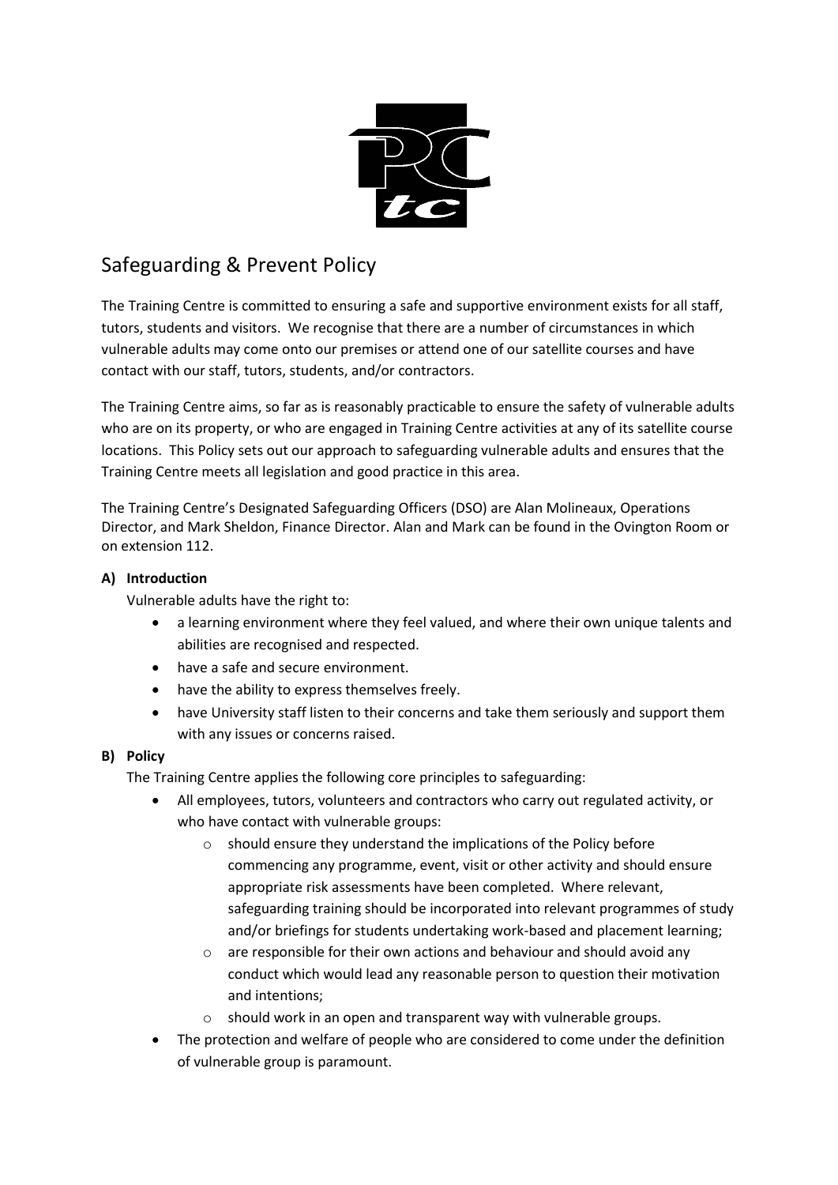# Safeguarding & Prevent Policy

The Training Centre is committed to ensuring a safe and supportive environment exists for all staff, tutors, students and visitors. We recognise that there are a number of circumstances in which vulnerable adults may come onto our premises or attend one of our satellite courses and have contact with our staff, tutors, students, and/or contractors.

The Training Centre aims, so far as is reasonably practicable to ensure the safety of vulnerable adults who are on its property, or who are engaged in Training Centre activities at any of its satellite course locations. This Policy sets out our approach to safeguarding vulnerable adults and ensures that the Training Centre meets all legislation and good practice in this area.

The Training Centre's Designated Safeguarding Officers (DSO) are Alan Molineaux, Operations Director, and Mark Sheldon, Finance Director. Alan and Mark can be found in the Ovington Room or on extension 112.

## A) Introduction

Vulnerable adults have the right to:

- a learning environment where they feel valued, and where their own unique talents and abilities are recognised and respected.
- have a safe and secure environment.
- have the ability to express themselves freely.
- have University staff listen to their concerns and take them seriously and support them with any issues or concerns raised.

## B) Policy

The Training Centre applies the following core principles to safeguarding:

- All employees, tutors, volunteers and contractors who carry out regulated activity, or who have contact with vulnerable groups:
  - should ensure they understand the implications of the Policy before commencing any programme, event, visit or other activity and should ensure appropriate risk assessments have been completed. Where relevant, safeguarding training should be incorporated into relevant programmes of study and/or briefings for students undertaking work-based and placement learning;
  - are responsible for their own actions and behaviour and should avoid any conduct which would lead any reasonable person to question their motivation and intentions;
  - should work in an open and transparent way with vulnerable groups.
- The protection and welfare of people who are considered to come under the definition of vulnerable group is paramount.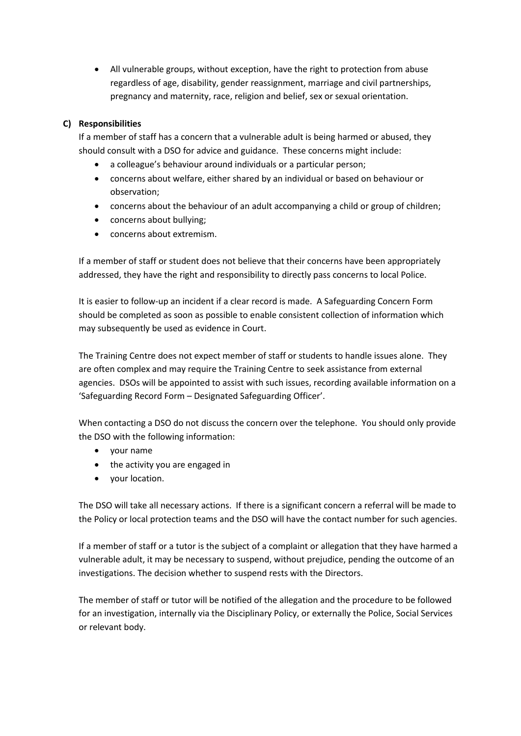- All vulnerable groups, without exception, have the right to protection from abuse regardless of age, disability, gender reassignment, marriage and civil partnerships, pregnancy and maternity, race, religion and belief, sex or sexual orientation.

**C) Responsibilities**

If a member of staff has a concern that a vulnerable adult is being harmed or abused, they should consult with a DSO for advice and guidance. These concerns might include:

- a colleague's behaviour around individuals or a particular person;
- concerns about welfare, either shared by an individual or based on behaviour or observation;
- concerns about the behaviour of an adult accompanying a child or group of children;
- concerns about bullying;
- concerns about extremism.

If a member of staff or student does not believe that their concerns have been appropriately addressed, they have the right and responsibility to directly pass concerns to local Police.

It is easier to follow-up an incident if a clear record is made. A Safeguarding Concern Form should be completed as soon as possible to enable consistent collection of information which may subsequently be used as evidence in Court.

The Training Centre does not expect member of staff or students to handle issues alone. They are often complex and may require the Training Centre to seek assistance from external agencies. DSOs will be appointed to assist with such issues, recording available information on a 'Safeguarding Record Form – Designated Safeguarding Officer'.

When contacting a DSO do not discuss the concern over the telephone. You should only provide the DSO with the following information:

- your name
- the activity you are engaged in
- your location.

The DSO will take all necessary actions. If there is a significant concern a referral will be made to the Policy or local protection teams and the DSO will have the contact number for such agencies.

If a member of staff or a tutor is the subject of a complaint or allegation that they have harmed a vulnerable adult, it may be necessary to suspend, without prejudice, pending the outcome of an investigations. The decision whether to suspend rests with the Directors.

The member of staff or tutor will be notified of the allegation and the procedure to be followed for an investigation, internally via the Disciplinary Policy, or externally the Police, Social Services or relevant body.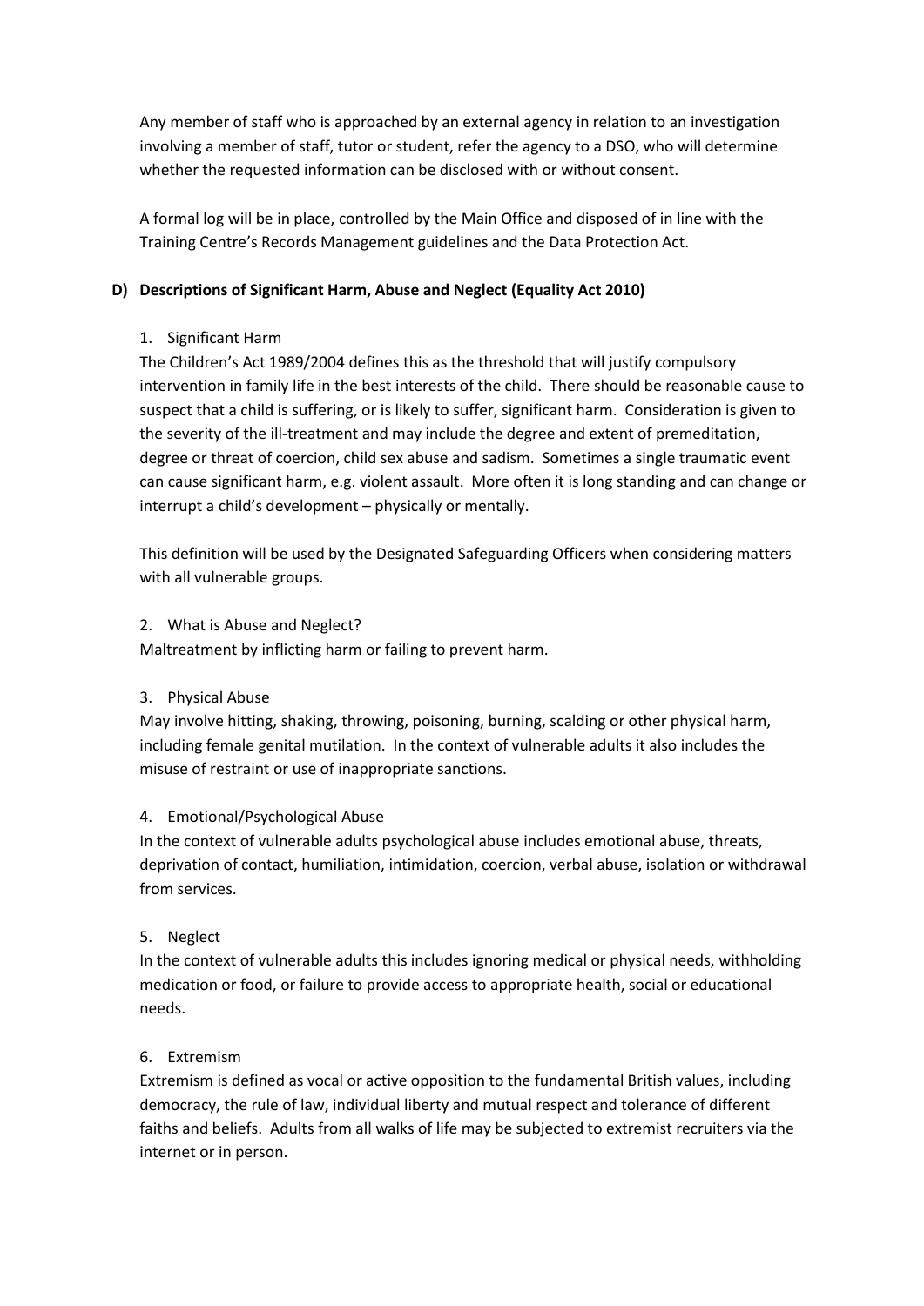Any member of staff who is approached by an external agency in relation to an investigation involving a member of staff, tutor or student, refer the agency to a DSO, who will determine whether the requested information can be disclosed with or without consent.

A formal log will be in place, controlled by the Main Office and disposed of in line with the Training Centre's Records Management guidelines and the Data Protection Act.

## D) Descriptions of Significant Harm, Abuse and Neglect (Equality Act 2010)

1. Significant Harm

The Children's Act 1989/2004 defines this as the threshold that will justify compulsory intervention in family life in the best interests of the child. There should be reasonable cause to suspect that a child is suffering, or is likely to suffer, significant harm. Consideration is given to the severity of the ill-treatment and may include the degree and extent of premeditation, degree or threat of coercion, child sex abuse and sadism. Sometimes a single traumatic event can cause significant harm, e.g. violent assault. More often it is long standing and can change or interrupt a child's development – physically or mentally.

This definition will be used by the Designated Safeguarding Officers when considering matters with all vulnerable groups.

2. What is Abuse and Neglect?

Maltreatment by inflicting harm or failing to prevent harm.

3. Physical Abuse

May involve hitting, shaking, throwing, poisoning, burning, scalding or other physical harm, including female genital mutilation. In the context of vulnerable adults it also includes the misuse of restraint or use of inappropriate sanctions.

4. Emotional/Psychological Abuse

In the context of vulnerable adults psychological abuse includes emotional abuse, threats, deprivation of contact, humiliation, intimidation, coercion, verbal abuse, isolation or withdrawal from services.

5. Neglect

In the context of vulnerable adults this includes ignoring medical or physical needs, withholding medication or food, or failure to provide access to appropriate health, social or educational needs.

6. Extremism

Extremism is defined as vocal or active opposition to the fundamental British values, including democracy, the rule of law, individual liberty and mutual respect and tolerance of different faiths and beliefs. Adults from all walks of life may be subjected to extremist recruiters via the internet or in person.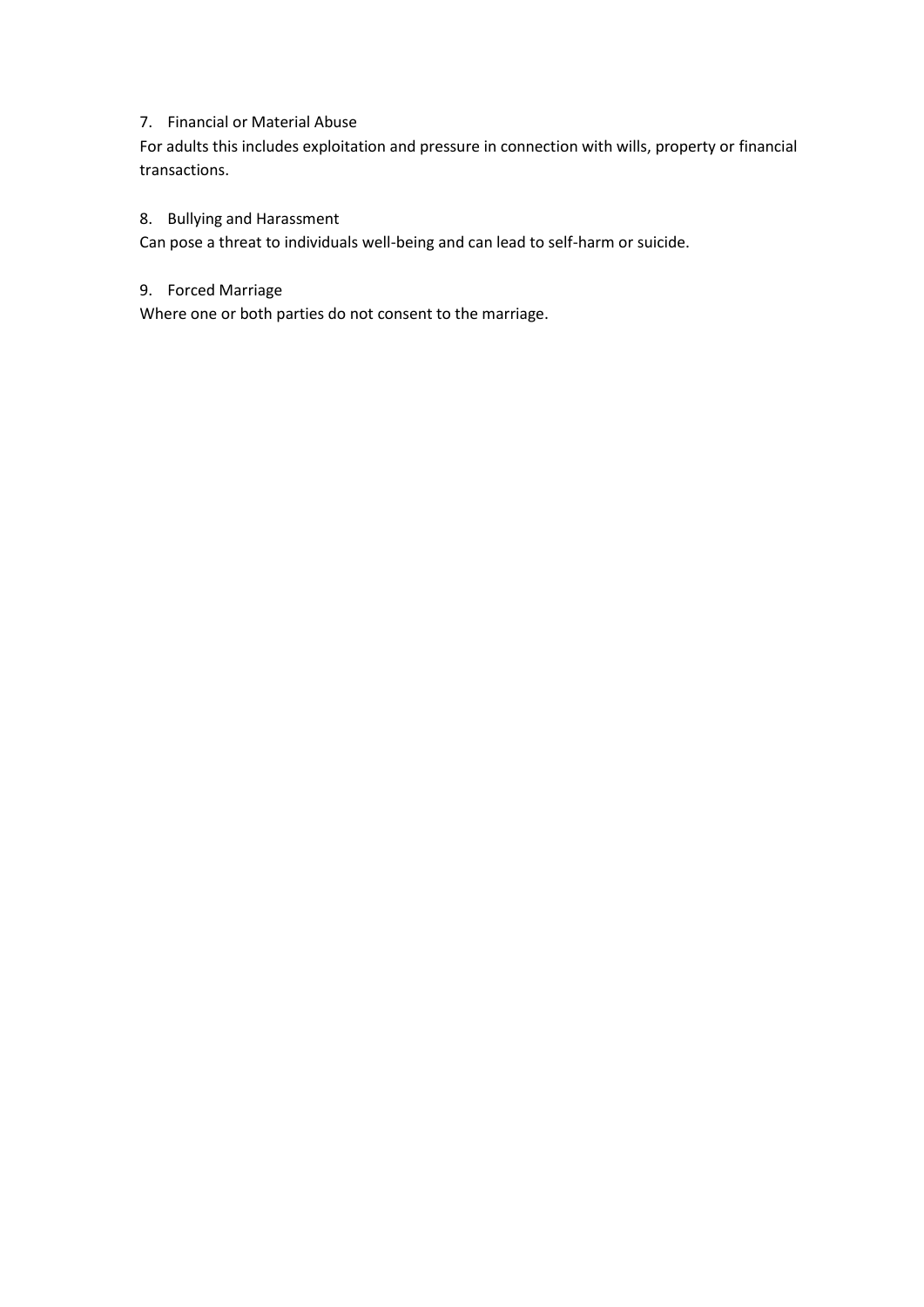7. Financial or Material Abuse

For adults this includes exploitation and pressure in connection with wills, property or financial transactions.

8. Bullying and Harassment

Can pose a threat to individuals well-being and can lead to self-harm or suicide.

9. Forced Marriage

Where one or both parties do not consent to the marriage.